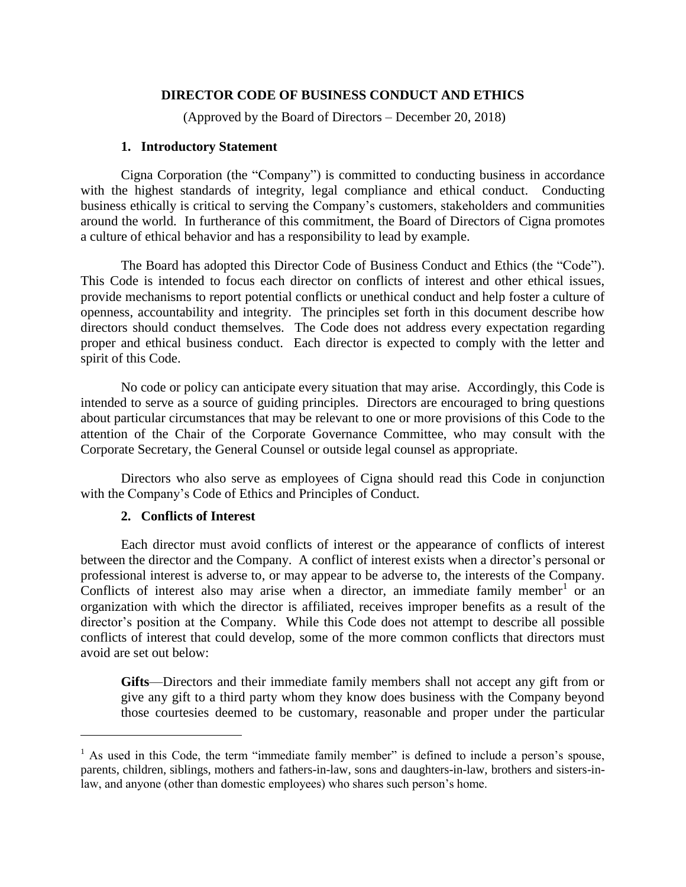# DIRECTOR CODE OF BUSINESS CONDUCT AND ETHICS

(Approved by the Board of Directors – December 20, 2018)

## 1. Introductory Statement

Cigna Corporation (the "Company") is committed to conducting business in accordance with the highest standards of integrity, legal compliance and ethical conduct. Conducting business ethically is critical to serving the Company's customers, stakeholders and communities around the world. In furtherance of this commitment, the Board of Directors of Cigna promotes a culture of ethical behavior and has a responsibility to lead by example.

The Board has adopted this Director Code of Business Conduct and Ethics (the "Code"). This Code is intended to focus each director on conflicts of interest and other ethical issues, provide mechanisms to report potential conflicts or unethical conduct and help foster a culture of openness, accountability and integrity. The principles set forth in this document describe how directors should conduct themselves. The Code does not address every expectation regarding proper and ethical business conduct. Each director is expected to comply with the letter and spirit of this Code.

No code or policy can anticipate every situation that may arise. Accordingly, this Code is intended to serve as a source of guiding principles. Directors are encouraged to bring questions about particular circumstances that may be relevant to one or more provisions of this Code to the attention of the Chair of the Corporate Governance Committee, who may consult with the Corporate Secretary, the General Counsel or outside legal counsel as appropriate.

Directors who also serve as employees of Cigna should read this Code in conjunction with the Company's Code of Ethics and Principles of Conduct.

## 2. Conflicts of Interest

Each director must avoid conflicts of interest or the appearance of conflicts of interest between the director and the Company. A conflict of interest exists when a director's personal or professional interest is adverse to, or may appear to be adverse to, the interests of the Company. Conflicts of interest also may arise when a director, an immediate family member[1] or an organization with which the director is affiliated, receives improper benefits as a result of the director's position at the Company. While this Code does not attempt to describe all possible conflicts of interest that could develop, some of the more common conflicts that directors must avoid are set out below:

**Gifts**—Directors and their immediate family members shall not accept any gift from or give any gift to a third party whom they know does business with the Company beyond those courtesies deemed to be customary, reasonable and proper under the particular

[1] As used in this Code, the term "immediate family member" is defined to include a person's spouse, parents, children, siblings, mothers and fathers-in-law, sons and daughters-in-law, brothers and sisters-in-law, and anyone (other than domestic employees) who shares such person's home.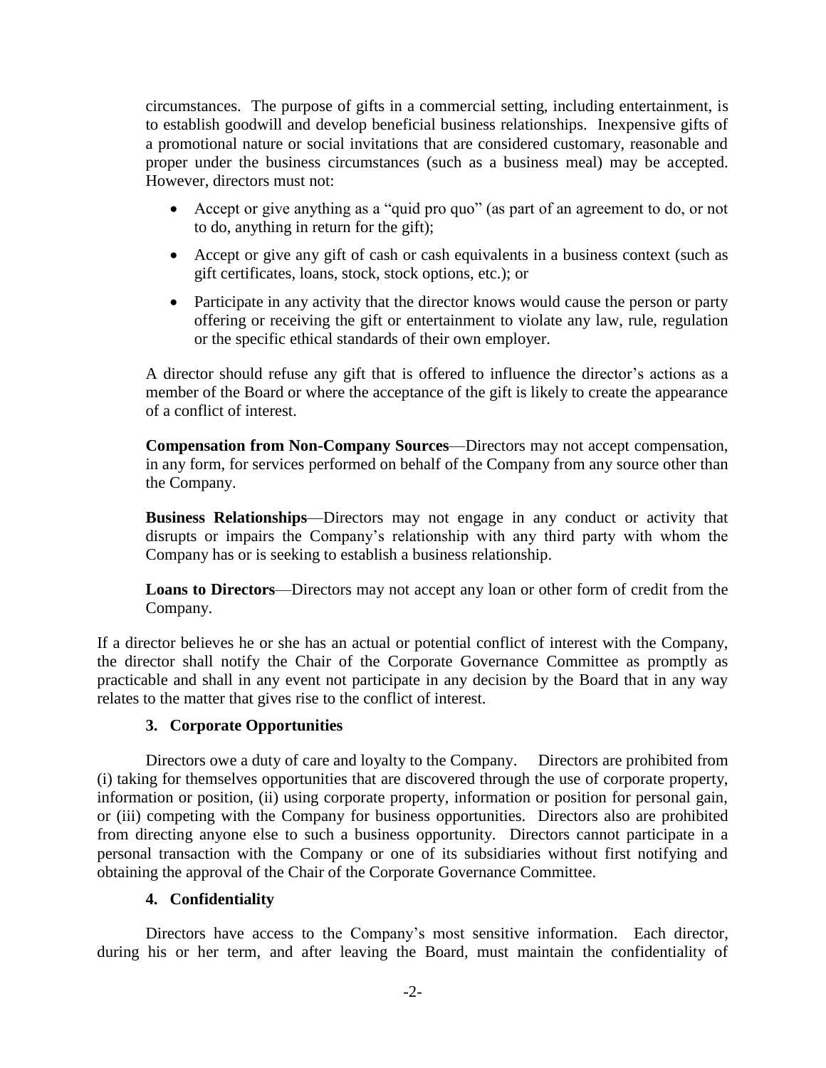circumstances. The purpose of gifts in a commercial setting, including entertainment, is to establish goodwill and develop beneficial business relationships. Inexpensive gifts of a promotional nature or social invitations that are considered customary, reasonable and proper under the business circumstances (such as a business meal) may be accepted. However, directors must not:

- Accept or give anything as a "quid pro quo" (as part of an agreement to do, or not to do, anything in return for the gift);
- Accept or give any gift of cash or cash equivalents in a business context (such as gift certificates, loans, stock, stock options, etc.); or
- Participate in any activity that the director knows would cause the person or party offering or receiving the gift or entertainment to violate any law, rule, regulation or the specific ethical standards of their own employer.

A director should refuse any gift that is offered to influence the director's actions as a member of the Board or where the acceptance of the gift is likely to create the appearance of a conflict of interest.

**Compensation from Non-Company Sources**—Directors may not accept compensation, in any form, for services performed on behalf of the Company from any source other than the Company.

**Business Relationships**—Directors may not engage in any conduct or activity that disrupts or impairs the Company's relationship with any third party with whom the Company has or is seeking to establish a business relationship.

**Loans to Directors**—Directors may not accept any loan or other form of credit from the Company.

If a director believes he or she has an actual or potential conflict of interest with the Company, the director shall notify the Chair of the Corporate Governance Committee as promptly as practicable and shall in any event not participate in any decision by the Board that in any way relates to the matter that gives rise to the conflict of interest.

### 3. Corporate Opportunities

Directors owe a duty of care and loyalty to the Company. Directors are prohibited from (i) taking for themselves opportunities that are discovered through the use of corporate property, information or position, (ii) using corporate property, information or position for personal gain, or (iii) competing with the Company for business opportunities. Directors also are prohibited from directing anyone else to such a business opportunity. Directors cannot participate in a personal transaction with the Company or one of its subsidiaries without first notifying and obtaining the approval of the Chair of the Corporate Governance Committee.

### 4. Confidentiality

Directors have access to the Company's most sensitive information. Each director, during his or her term, and after leaving the Board, must maintain the confidentiality of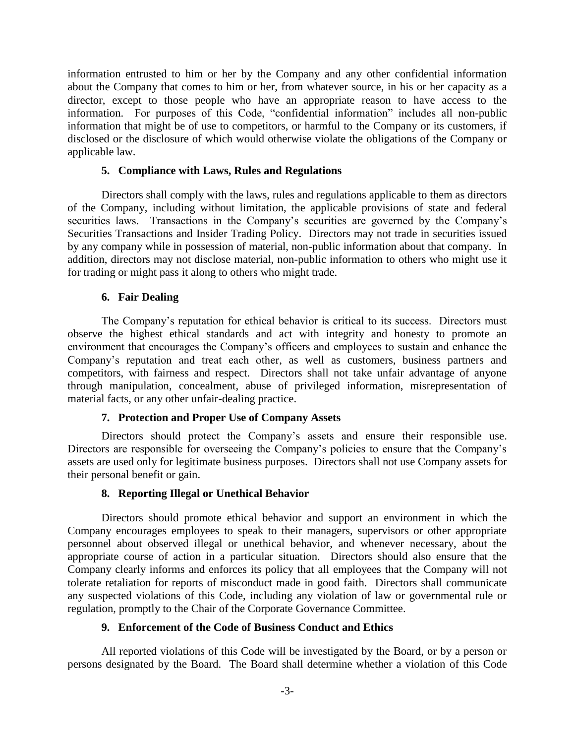information entrusted to him or her by the Company and any other confidential information about the Company that comes to him or her, from whatever source, in his or her capacity as a director, except to those people who have an appropriate reason to have access to the information. For purposes of this Code, "confidential information" includes all non-public information that might be of use to competitors, or harmful to the Company or its customers, if disclosed or the disclosure of which would otherwise violate the obligations of the Company or applicable law.

### 5. Compliance with Laws, Rules and Regulations

Directors shall comply with the laws, rules and regulations applicable to them as directors of the Company, including without limitation, the applicable provisions of state and federal securities laws. Transactions in the Company's securities are governed by the Company's Securities Transactions and Insider Trading Policy. Directors may not trade in securities issued by any company while in possession of material, non-public information about that company. In addition, directors may not disclose material, non-public information to others who might use it for trading or might pass it along to others who might trade.

### 6. Fair Dealing

The Company's reputation for ethical behavior is critical to its success. Directors must observe the highest ethical standards and act with integrity and honesty to promote an environment that encourages the Company's officers and employees to sustain and enhance the Company's reputation and treat each other, as well as customers, business partners and competitors, with fairness and respect. Directors shall not take unfair advantage of anyone through manipulation, concealment, abuse of privileged information, misrepresentation of material facts, or any other unfair-dealing practice.

### 7. Protection and Proper Use of Company Assets

Directors should protect the Company's assets and ensure their responsible use. Directors are responsible for overseeing the Company's policies to ensure that the Company's assets are used only for legitimate business purposes. Directors shall not use Company assets for their personal benefit or gain.

### 8. Reporting Illegal or Unethical Behavior

Directors should promote ethical behavior and support an environment in which the Company encourages employees to speak to their managers, supervisors or other appropriate personnel about observed illegal or unethical behavior, and whenever necessary, about the appropriate course of action in a particular situation. Directors should also ensure that the Company clearly informs and enforces its policy that all employees that the Company will not tolerate retaliation for reports of misconduct made in good faith. Directors shall communicate any suspected violations of this Code, including any violation of law or governmental rule or regulation, promptly to the Chair of the Corporate Governance Committee.

### 9. Enforcement of the Code of Business Conduct and Ethics

All reported violations of this Code will be investigated by the Board, or by a person or persons designated by the Board. The Board shall determine whether a violation of this Code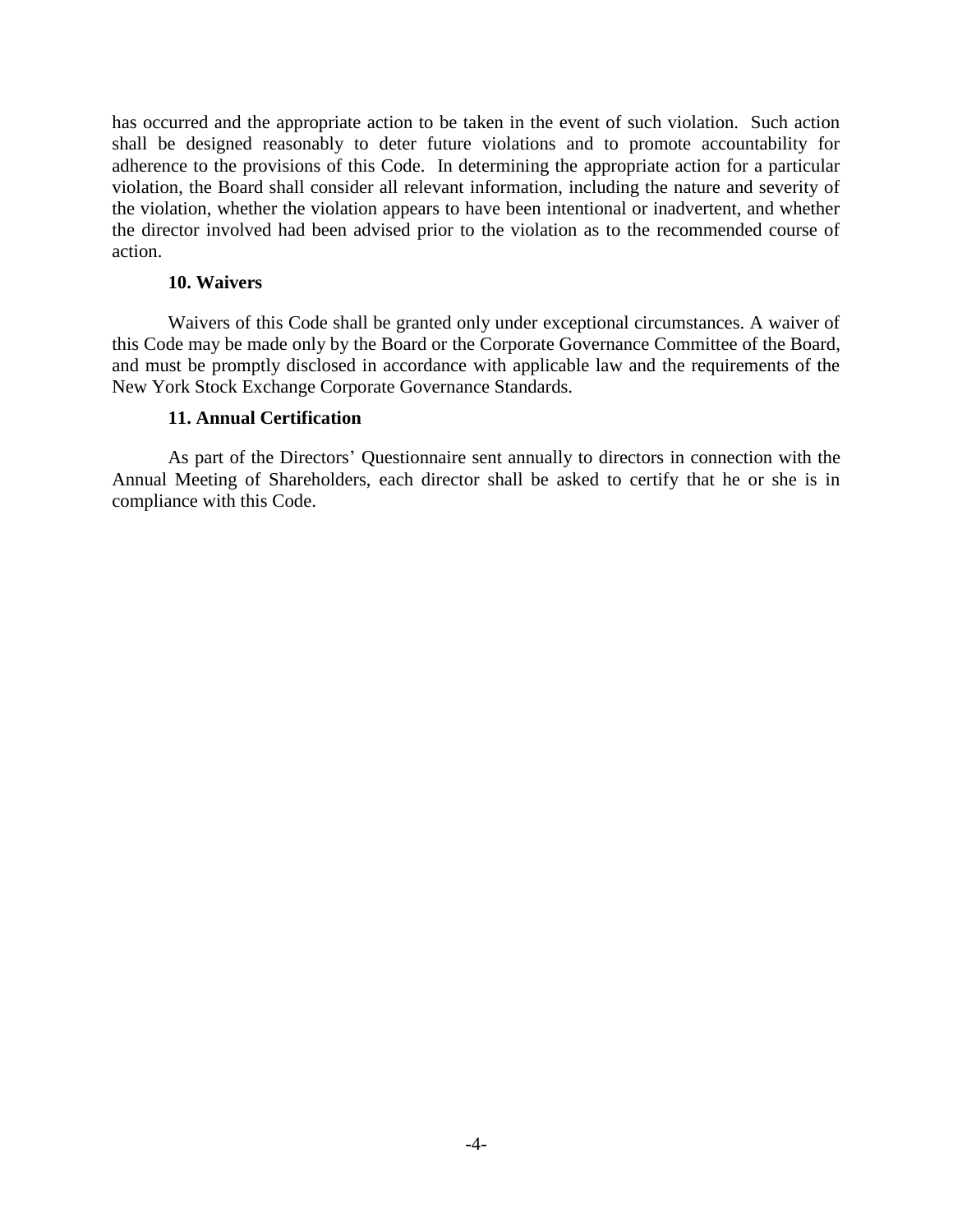has occurred and the appropriate action to be taken in the event of such violation. Such action shall be designed reasonably to deter future violations and to promote accountability for adherence to the provisions of this Code. In determining the appropriate action for a particular violation, the Board shall consider all relevant information, including the nature and severity of the violation, whether the violation appears to have been intentional or inadvertent, and whether the director involved had been advised prior to the violation as to the recommended course of action.

**10. Waivers**

Waivers of this Code shall be granted only under exceptional circumstances. A waiver of this Code may be made only by the Board or the Corporate Governance Committee of the Board, and must be promptly disclosed in accordance with applicable law and the requirements of the New York Stock Exchange Corporate Governance Standards.

**11. Annual Certification**

As part of the Directors' Questionnaire sent annually to directors in connection with the Annual Meeting of Shareholders, each director shall be asked to certify that he or she is in compliance with this Code.